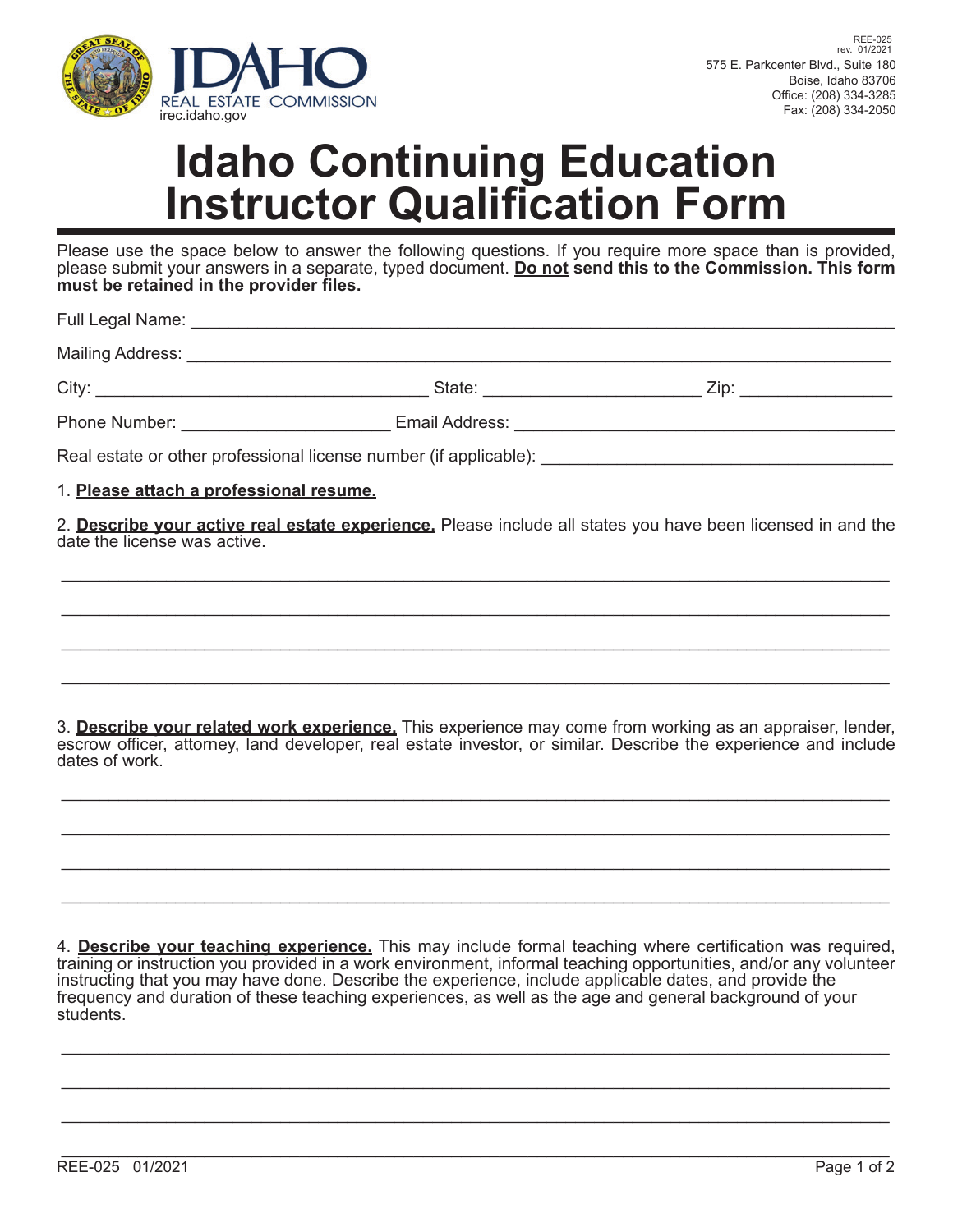IDAHO REAL ESTATE COMMISSION
irec.idaho.gov

REE-025
rev. 01/2021

575 E. Parkcenter Blvd., Suite 180
Boise, Idaho 83706
Office: (208) 334-3285
Fax: (208) 334-2050

# Idaho Continuing Education Instructor Qualification Form

Please use the space below to answer the following questions. If you require more space than is provided, please submit your answers in a separate, typed document. **Do not send this to the Commission. This form must be retained in the provider files.**

Full Legal Name: ___________________________________________

Mailing Address: ___________________________________________

City: ____________________ State: ____________________ Zip: ______________

Phone Number: ____________________ Email Address: ______________________________

Real estate or other professional license number (if applicable): ______________________________

1. **Please attach a professional resume.**

2. **Describe your active real estate experience.** Please include all states you have been licensed in and the date the license was active.

___________________________________________

___________________________________________

___________________________________________

___________________________________________

3. **Describe your related work experience.** This experience may come from working as an appraiser, lender, escrow officer, attorney, land developer, real estate investor, or similar. Describe the experience and include dates of work.

___________________________________________

___________________________________________

___________________________________________

___________________________________________

4. **Describe your teaching experience.** This may include formal teaching where certification was required, training or instruction you provided in a work environment, informal teaching opportunities, and/or any volunteer instructing that you may have done. Describe the experience, include applicable dates, and provide the frequency and duration of these teaching experiences, as well as the age and general background of your students.

___________________________________________

___________________________________________

___________________________________________

___________________________________________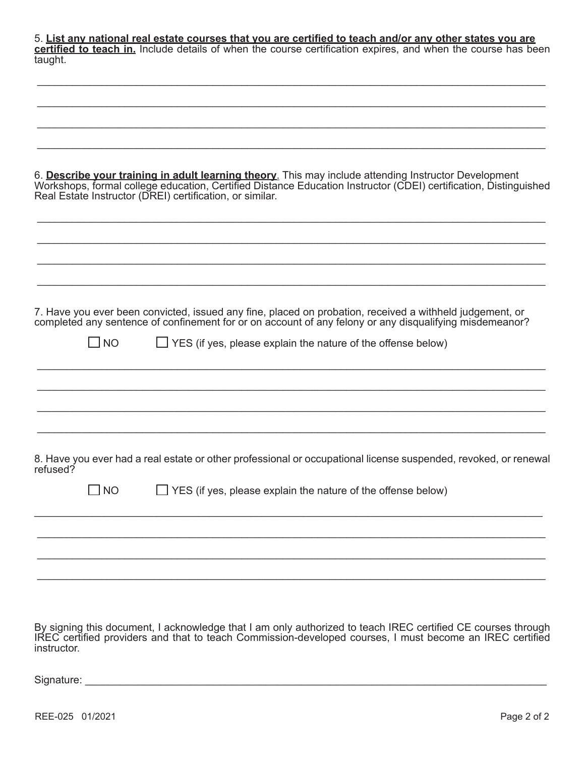5. **List any national real estate courses that you are certified to teach and/or any other states you are certified to teach in.** Include details of when the course certification expires, and when the course has been taught.

______________________________________________________________________________

______________________________________________________________________________

______________________________________________________________________________

______________________________________________________________________________

6. **Describe your training in adult learning theory**. This may include attending Instructor Development Workshops, formal college education, Certified Distance Education Instructor (CDEI) certification, Distinguished Real Estate Instructor (DREI) certification, or similar.

______________________________________________________________________________

______________________________________________________________________________

______________________________________________________________________________

______________________________________________________________________________

7. Have you ever been convicted, issued any fine, placed on probation, received a withheld judgement, or completed any sentence of confinement for or on account of any felony or any disqualifying misdemeanor?

☐ NO ☐ YES (if yes, please explain the nature of the offense below)

______________________________________________________________________________

______________________________________________________________________________

______________________________________________________________________________

______________________________________________________________________________

8. Have you ever had a real estate or other professional or occupational license suspended, revoked, or renewal refused?

☐ NO ☐ YES (if yes, please explain the nature of the offense below)

______________________________________________________________________________

______________________________________________________________________________

______________________________________________________________________________

______________________________________________________________________________

By signing this document, I acknowledge that I am only authorized to teach IREC certified CE courses through IREC certified providers and that to teach Commission-developed courses, I must become an IREC certified instructor.

Signature: ______________________________________________________________________

REE-025 01/2021